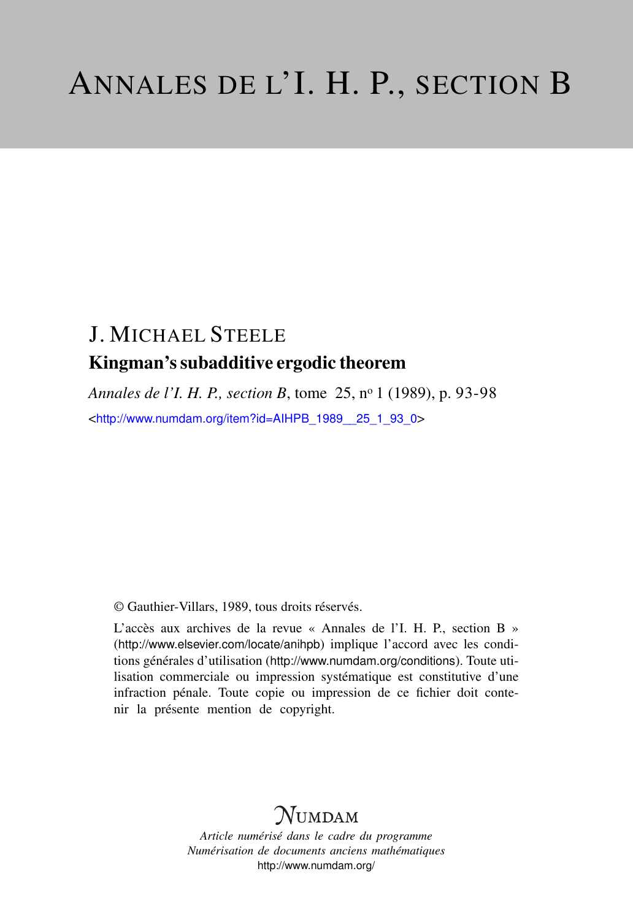# ANNALES DE L'I. H. P., SECTION B

## J. MICHAEL STEELE

### Kingman's subadditive ergodic theorem

*Annales de l'I. H. P., section B*, tome 25, nº 1 (1989), p. 93-98

<http://www.numdam.org/item?id=AIHPB_1989__25_1_93_0>

© Gauthier-Villars, 1989, tous droits réservés.

L'accès aux archives de la revue « Annales de l'I. H. P., section B » (http://www.elsevier.com/locate/anihpb) implique l'accord avec les conditions générales d'utilisation (http://www.numdam.org/conditions). Toute utilisation commerciale ou impression systématique est constitutive d'une infraction pénale. Toute copie ou impression de ce fichier doit contenir la présente mention de copyright.

NUMDAM

*Article numérisé dans le cadre du programme*
*Numérisation de documents anciens mathématiques*
http://www.numdam.org/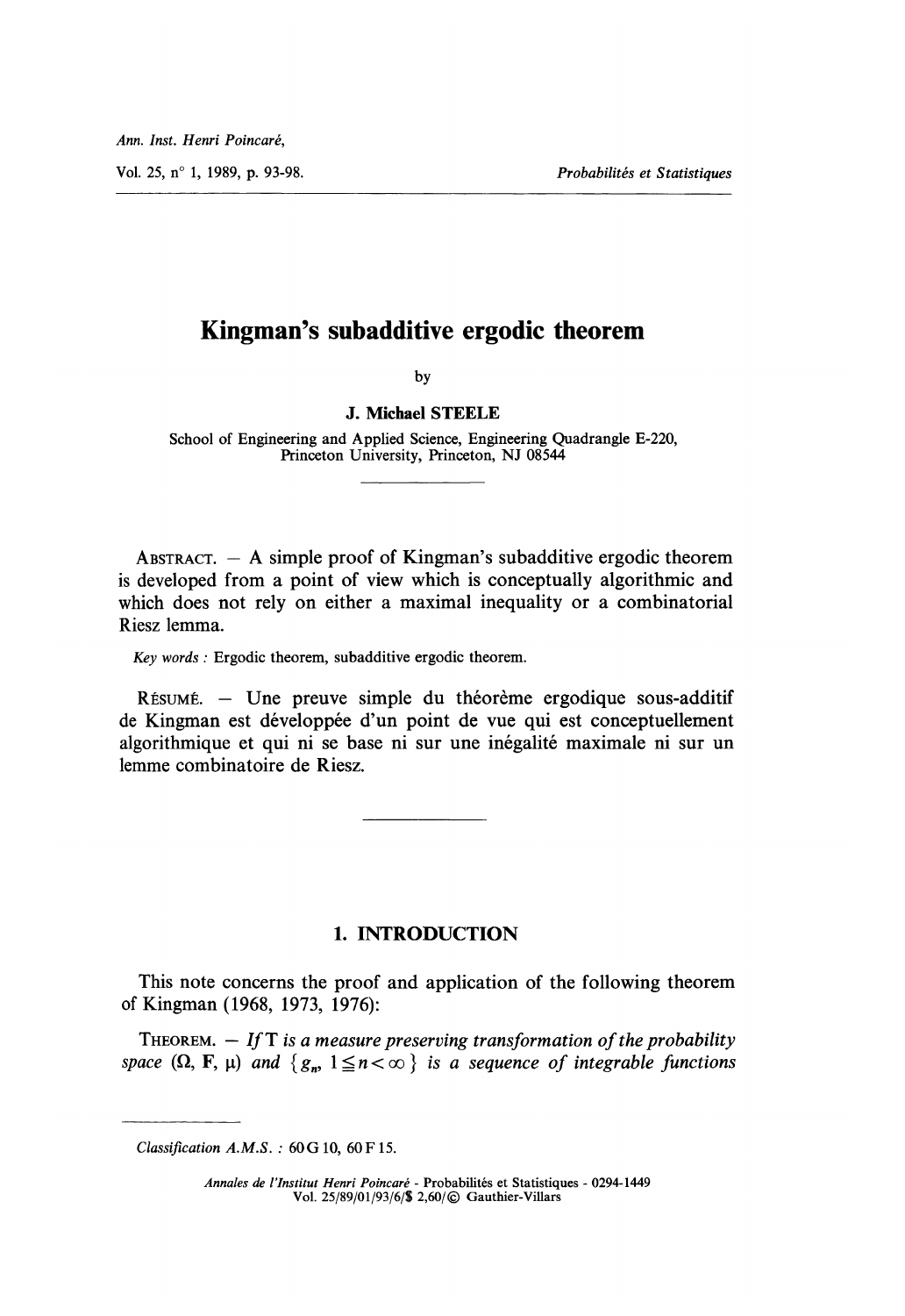# Kingman's subadditive ergodic theorem

by

**J. Michael STEELE**

School of Engineering and Applied Science, Engineering Quadrangle E-220, Princeton University, Princeton, NJ 08544

---

ABSTRACT. — A simple proof of Kingman's subadditive ergodic theorem is developed from a point of view which is conceptually algorithmic and which does not rely on either a maximal inequality or a combinatorial Riesz lemma.

*Key words* : Ergodic theorem, subadditive ergodic theorem.

RÉSUMÉ. — Une preuve simple du théorème ergodique sous-additif de Kingman est développée d'un point de vue qui est conceptuellement algorithmique et qui ni se base ni sur une inégalité maximale ni sur un lemme combinatoire de Riesz.

---

## 1. INTRODUCTION

This note concerns the proof and application of the following theorem of Kingman (1968, 1973, 1976):

THEOREM. — *If* T *is a measure preserving transformation of the probability space* $(\Omega, \mathbf{F}, \mu)$ *and* $\{g_n, 1 \leqq n < \infty\}$ *is a sequence of integrable functions*

---

*Classification A.M.S.* : 60 G 10, 60 F 15.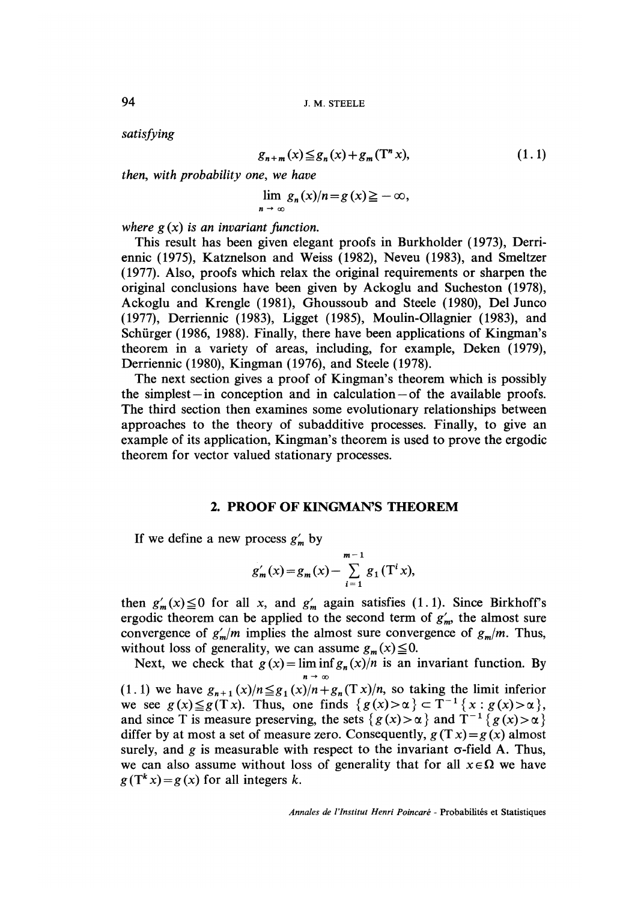*satisfying*

$$g_{n+m}(x) \leqq g_n(x) + g_m(\mathrm{T}^n x), \tag{1.1}$$

*then, with probability one, we have*

$$\lim_{n \to \infty} g_n(x)/n = g(x) \geqq -\infty,$$

*where $g(x)$ is an invariant function.*

This result has been given elegant proofs in Burkholder (1973), Derriennic (1975), Katznelson and Weiss (1982), Neveu (1983), and Smeltzer (1977). Also, proofs which relax the original requirements or sharpen the original conclusions have been given by Ackoglu and Sucheston (1978), Ackoglu and Krengle (1981), Ghoussoub and Steele (1980), Del Junco (1977), Derriennic (1983), Ligget (1985), Moulin-Ollagnier (1983), and Schürger (1986, 1988). Finally, there have been applications of Kingman's theorem in a variety of areas, including, for example, Deken (1979), Derriennic (1980), Kingman (1976), and Steele (1978).

The next section gives a proof of Kingman's theorem which is possibly the simplest—in conception and in calculation—of the available proofs. The third section then examines some evolutionary relationships between approaches to the theory of subadditive processes. Finally, to give an example of its application, Kingman's theorem is used to prove the ergodic theorem for vector valued stationary processes.

## 2. PROOF OF KINGMAN'S THEOREM

If we define a new process $g'_m$ by

$$g'_m(x) = g_m(x) - \sum_{i=1}^{m-1} g_1(\mathrm{T}^i x),$$

then $g'_m(x) \leqq 0$ for all $x$, and $g'_m$ again satisfies (1.1). Since Birkhoff's ergodic theorem can be applied to the second term of $g'_m$, the almost sure convergence of $g'_m/m$ implies the almost sure convergence of $g_m/m$. Thus, without loss of generality, we can assume $g_m(x) \leqq 0$.

Next, we check that $g(x) = \liminf_{n \to \infty} g_n(x)/n$ is an invariant function. By (1.1) we have $g_{n+1}(x)/n \leqq g_1(x)/n + g_n(\mathrm{T}x)/n$, so taking the limit inferior we see $g(x) \leqq g(\mathrm{T}x)$. Thus, one finds $\{g(x) > \alpha\} \subset \mathrm{T}^{-1}\{x : g(x) > \alpha\}$, and since T is measure preserving, the sets $\{g(x) > \alpha\}$ and $\mathrm{T}^{-1}\{g(x) > \alpha\}$ differ by at most a set of measure zero. Consequently, $g(\mathrm{T}x) = g(x)$ almost surely, and $g$ is measurable with respect to the invariant $\sigma$-field A. Thus, we can also assume without loss of generality that for all $x \in \Omega$ we have $g(\mathrm{T}^k x) = g(x)$ for all integers $k$.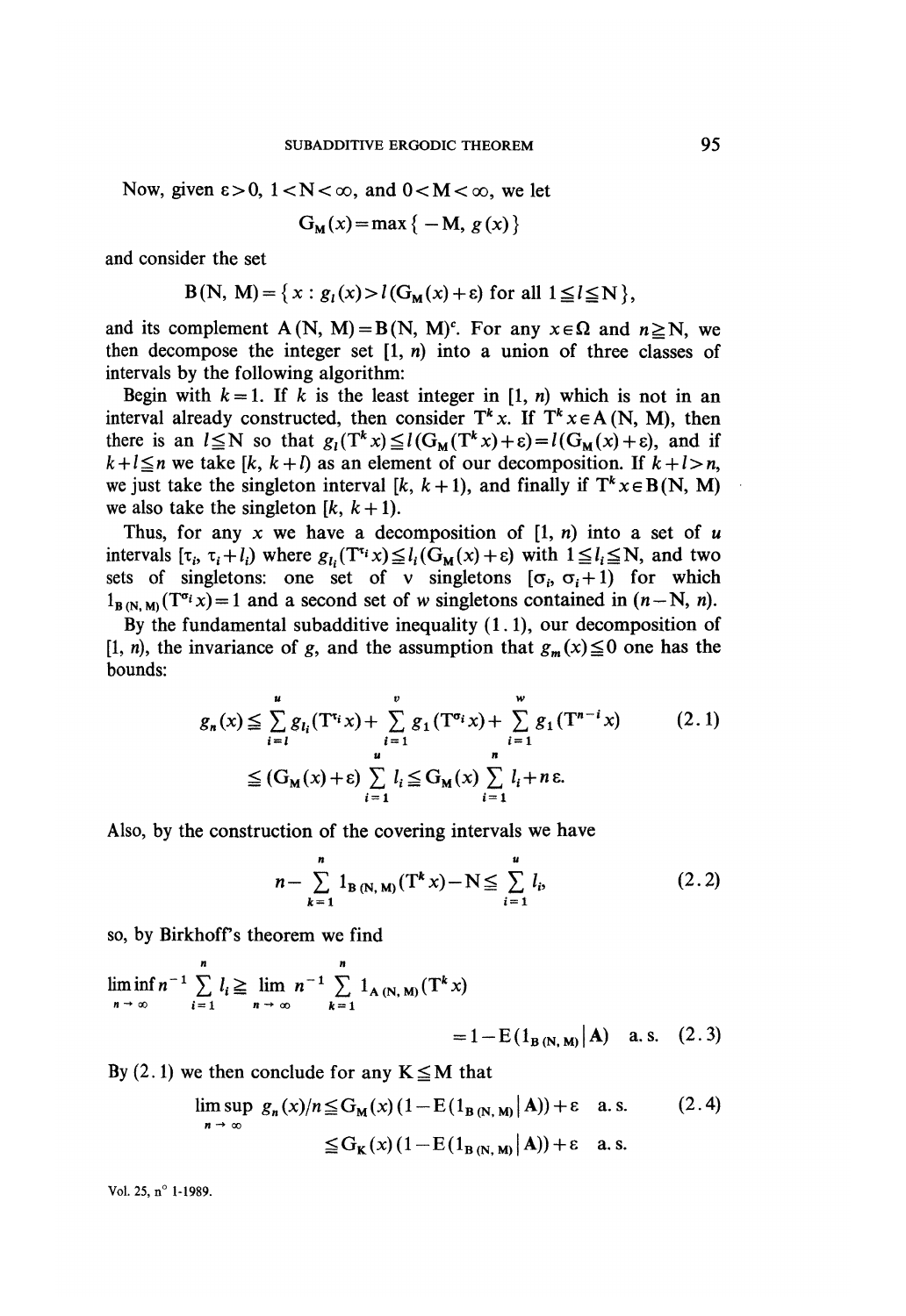Now, given $\varepsilon>0$, $1<\mathrm{N}<\infty$, and $0<\mathrm{M}<\infty$, we let

$$\mathrm{G}_{\mathrm{M}}(x)=\max\{-\mathrm{M}, g(x)\}$$

and consider the set

$$\mathrm{B}(\mathrm{N}, \mathrm{M})=\{x : g_l(x)>l(\mathrm{G}_{\mathrm{M}}(x)+\varepsilon) \text{ for all } 1\leqq l\leqq \mathrm{N}\},$$

and its complement $\mathrm{A}(\mathrm{N}, \mathrm{M})=\mathrm{B}(\mathrm{N}, \mathrm{M})^c$. For any $x\in\Omega$ and $n\geqq \mathrm{N}$, we then decompose the integer set $[1, n)$ into a union of three classes of intervals by the following algorithm:

Begin with $k=1$. If $k$ is the least integer in $[1, n)$ which is not in an interval already constructed, then consider $\mathrm{T}^k x$. If $\mathrm{T}^k x\in \mathrm{A}(\mathrm{N}, \mathrm{M})$, then there is an $l\leqq \mathrm{N}$ so that $g_l(\mathrm{T}^k x)\leqq l(\mathrm{G}_{\mathrm{M}}(\mathrm{T}^k x)+\varepsilon)=l(\mathrm{G}_{\mathrm{M}}(x)+\varepsilon)$, and if $k+l\leqq n$ we take $[k, k+l)$ as an element of our decomposition. If $k+l>n$, we just take the singleton interval $[k, k+1)$, and finally if $\mathrm{T}^k x\in \mathrm{B}(\mathrm{N}, \mathrm{M})$ we also take the singleton $[k, k+1)$.

Thus, for any $x$ we have a decomposition of $[1, n)$ into a set of $u$ intervals $[\tau_i, \tau_i+l_i)$ where $g_{l_i}(\mathrm{T}^{\tau_i} x)\leqq l_i(\mathrm{G}_{\mathrm{M}}(x)+\varepsilon)$ with $1\leqq l_i\leqq \mathrm{N}$, and two sets of singletons: one set of $v$ singletons $[\sigma_i, \sigma_i+1)$ for which $1_{\mathrm{B}(\mathrm{N}, \mathrm{M})}(\mathrm{T}^{\sigma_i} x)=1$ and a second set of $w$ singletons contained in $(n-\mathrm{N}, n)$.

By the fundamental subadditive inequality (1.1), our decomposition of $[1, n)$, the invariance of $g$, and the assumption that $g_m(x)\leqq 0$ one has the bounds:

$$\begin{aligned} g_n(x) &\leqq \sum_{i=l}^{u} g_{l_i}(\mathrm{T}^{\tau_i} x)+\sum_{i=1}^{v} g_1(\mathrm{T}^{\sigma_i} x)+\sum_{i=1}^{w} g_1(\mathrm{T}^{n-i} x) \\ &\leqq (\mathrm{G}_{\mathrm{M}}(x)+\varepsilon)\sum_{i=1}^{u} l_i \leqq \mathrm{G}_{\mathrm{M}}(x)\sum_{i=1}^{n} l_i+n\varepsilon. \end{aligned} \tag{2.1}$$

Also, by the construction of the covering intervals we have

$$n-\sum_{k=1}^{n} 1_{\mathrm{B}(\mathrm{N}, \mathrm{M})}(\mathrm{T}^k x)-\mathrm{N}\leqq \sum_{i=1}^{u} l_i, \tag{2.2}$$

so, by Birkhoff's theorem we find

$$\liminf_{n\to\infty} n^{-1}\sum_{i=1}^{n} l_i \geqq \lim_{n\to\infty} n^{-1}\sum_{k=1}^{n} 1_{\mathrm{A}(\mathrm{N}, \mathrm{M})}(\mathrm{T}^k x) = 1-\mathrm{E}(1_{\mathrm{B}(\mathrm{N}, \mathrm{M})}\,|\,\mathrm{A}) \quad \text{a.s.} \tag{2.3}$$

By (2.1) we then conclude for any $\mathrm{K}\leqq \mathrm{M}$ that

$$\begin{aligned} \limsup_{n\to\infty} g_n(x)/n &\leqq \mathrm{G}_{\mathrm{M}}(x)(1-\mathrm{E}(1_{\mathrm{B}(\mathrm{N}, \mathrm{M})}\,|\,\mathrm{A}))+\varepsilon \quad \text{a.s.} \\ &\leqq \mathrm{G}_{\mathrm{K}}(x)(1-\mathrm{E}(1_{\mathrm{B}(\mathrm{N}, \mathrm{M})}\,|\,\mathrm{A}))+\varepsilon \quad \text{a.s.} \end{aligned} \tag{2.4}$$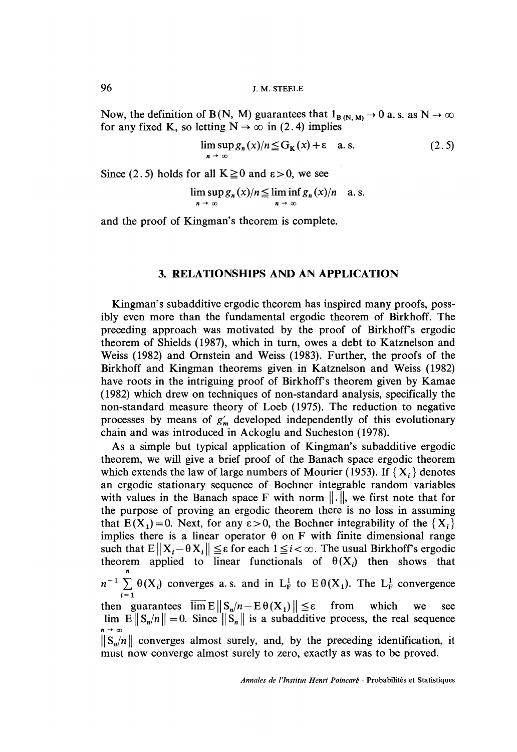Now, the definition of $B(N, M)$ guarantees that $1_{B(N, M)} \to 0$ a. s. as $N \to \infty$ for any fixed $K$, so letting $N \to \infty$ in (2.4) implies

$$\limsup_{n \to \infty} g_n(x)/n \leqq G_K(x) + \varepsilon \quad \text{a. s.} \tag{2.5}$$

Since (2.5) holds for all $K \geqq 0$ and $\varepsilon > 0$, we see

$$\limsup_{n \to \infty} g_n(x)/n \leqq \liminf_{n \to \infty} g_n(x)/n \quad \text{a. s.}$$

and the proof of Kingman's theorem is complete.

## 3. RELATIONSHIPS AND AN APPLICATION

Kingman's subadditive ergodic theorem has inspired many proofs, possibly even more than the fundamental ergodic theorem of Birkhoff. The preceding approach was motivated by the proof of Birkhoff's ergodic theorem of Shields (1987), which in turn, owes a debt to Katznelson and Weiss (1982) and Ornstein and Weiss (1983). Further, the proofs of the Birkhoff and Kingman theorems given in Katznelson and Weiss (1982) have roots in the intriguing proof of Birkhoff's theorem given by Kamae (1982) which drew on techniques of non-standard analysis, specifically the non-standard measure theory of Loeb (1975). The reduction to negative processes by means of $g'_m$ developed independently of this evolutionary chain and was introduced in Ackoglu and Sucheston (1978).

As a simple but typical application of Kingman's subadditive ergodic theorem, we will give a brief proof of the Banach space ergodic theorem which extends the law of large numbers of Mourier (1953). If $\{X_i\}$ denotes an ergodic stationary sequence of Bochner integrable random variables with values in the Banach space $F$ with norm $\|.\|$, we first note that for the purpose of proving an ergodic theorem there is no loss in assuming that $E(X_1) = 0$. Next, for any $\varepsilon > 0$, the Bochner integrability of the $\{X_i\}$ implies there is a linear operator $\theta$ on $F$ with finite dimensional range such that $E\|X_i - \theta X_i\| \leqq \varepsilon$ for each $1 \leqq i < \infty$. The usual Birkhoff's ergodic theorem applied to linear functionals of $\theta(X_i)$ then shows that $n^{-1} \sum_{i=1}^{n} \theta(X_i)$ converges a. s. and in $L_F^1$ to $E\theta(X_1)$. The $L_F^1$ convergence then guarantees $\overline{\lim}\, E\|S_n/n - E\theta(X_1)\| \leqq \varepsilon$ from which we see $\lim_{n \to \infty} E\|S_n/n\| = 0$. Since $\|S_n\|$ is a subadditive process, the real sequence $\|S_n/n\|$ converges almost surely, and, by the preceding identification, it must now converge almost surely to zero, exactly as was to be proved.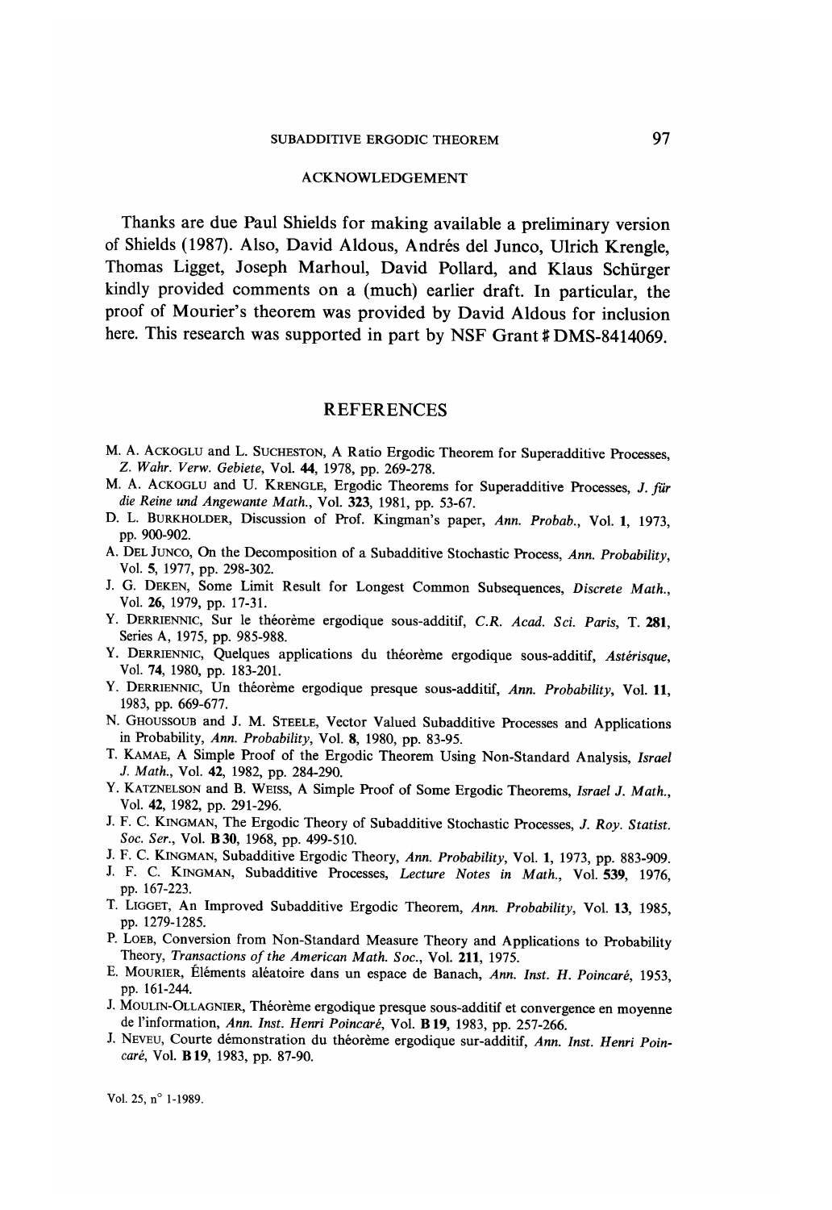## ACKNOWLEDGEMENT

Thanks are due Paul Shields for making available a preliminary version of Shields (1987). Also, David Aldous, Andrés del Junco, Ulrich Krengle, Thomas Ligget, Joseph Marhoul, David Pollard, and Klaus Schürger kindly provided comments on a (much) earlier draft. In particular, the proof of Mourier's theorem was provided by David Aldous for inclusion here. This research was supported in part by NSF Grant # DMS-8414069.

## REFERENCES

M. A. Ackoglu and L. Sucheston, A Ratio Ergodic Theorem for Superadditive Processes, *Z. Wahr. Verw. Gebiete*, Vol. **44**, 1978, pp. 269-278.

M. A. Ackoglu and U. Krengle, Ergodic Theorems for Superadditive Processes, *J. für die Reine und Angewante Math.*, Vol. **323**, 1981, pp. 53-67.

D. L. Burkholder, Discussion of Prof. Kingman's paper, *Ann. Probab.*, Vol. **1**, 1973, pp. 900-902.

A. Del Junco, On the Decomposition of a Subadditive Stochastic Process, *Ann. Probability*, Vol. **5**, 1977, pp. 298-302.

J. G. Deken, Some Limit Result for Longest Common Subsequences, *Discrete Math.*, Vol. **26**, 1979, pp. 17-31.

Y. Derriennic, Sur le théorème ergodique sous-additif, *C.R. Acad. Sci. Paris*, T. **281**, Series A, 1975, pp. 985-988.

Y. Derriennic, Quelques applications du théorème ergodique sous-additif, *Astérisque*, Vol. **74**, 1980, pp. 183-201.

Y. Derriennic, Un théorème ergodique presque sous-additif, *Ann. Probability*, Vol. **11**, 1983, pp. 669-677.

N. Ghoussoub and J. M. Steele, Vector Valued Subadditive Processes and Applications in Probability, *Ann. Probability*, Vol. **8**, 1980, pp. 83-95.

T. Kamae, A Simple Proof of the Ergodic Theorem Using Non-Standard Analysis, *Israel J. Math.*, Vol. **42**, 1982, pp. 284-290.

Y. Katznelson and B. Weiss, A Simple Proof of Some Ergodic Theorems, *Israel J. Math.*, Vol. **42**, 1982, pp. 291-296.

J. F. C. Kingman, The Ergodic Theory of Subadditive Stochastic Processes, *J. Roy. Statist. Soc. Ser.*, Vol. **B 30**, 1968, pp. 499-510.

J. F. C. Kingman, Subadditive Ergodic Theory, *Ann. Probability*, Vol. **1**, 1973, pp. 883-909.

J. F. C. Kingman, Subadditive Processes, *Lecture Notes in Math.*, Vol. **539**, 1976, pp. 167-223.

T. Ligget, An Improved Subadditive Ergodic Theorem, *Ann. Probability*, Vol. **13**, 1985, pp. 1279-1285.

P. Loeb, Conversion from Non-Standard Measure Theory and Applications to Probability Theory, *Transactions of the American Math. Soc.*, Vol. **211**, 1975.

E. Mourier, Éléments aléatoire dans un espace de Banach, *Ann. Inst. H. Poincaré*, 1953, pp. 161-244.

J. Moulin-Ollagnier, Théorème ergodique presque sous-additif et convergence en moyenne de l'information, *Ann. Inst. Henri Poincaré*, Vol. **B 19**, 1983, pp. 257-266.

J. Neveu, Courte démonstration du théorème ergodique sur-additif, *Ann. Inst. Henri Poincaré*, Vol. **B 19**, 1983, pp. 87-90.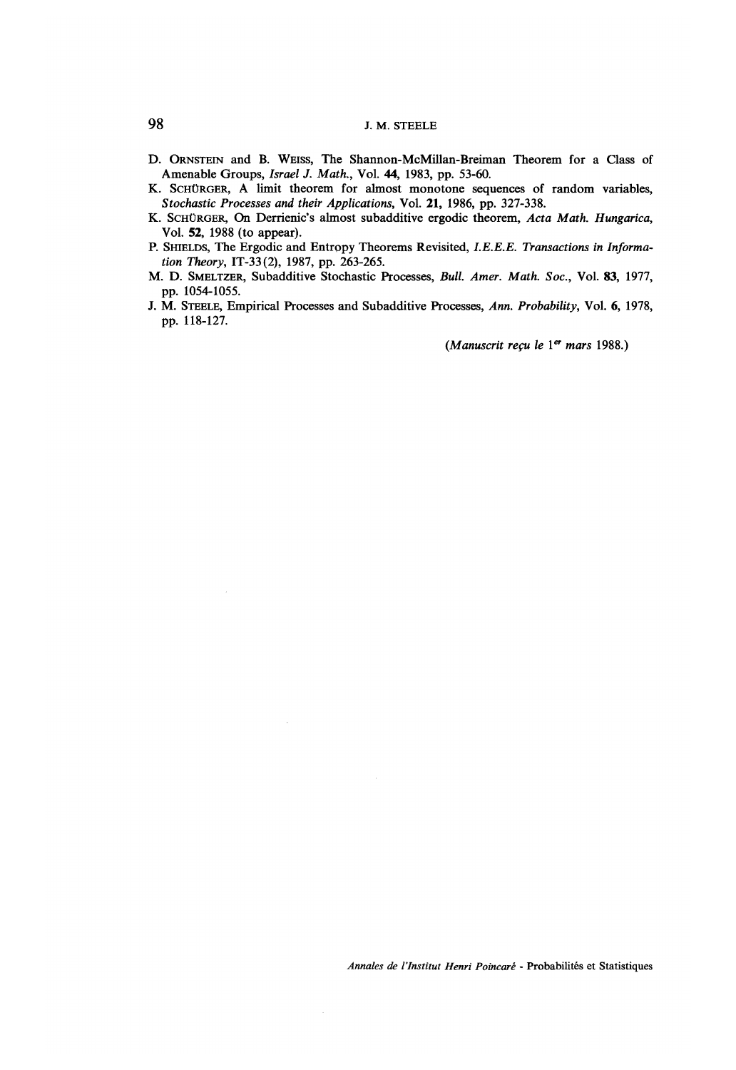D. ORNSTEIN and B. WEISS, The Shannon-McMillan-Breiman Theorem for a Class of Amenable Groups, *Israel J. Math.*, Vol. **44**, 1983, pp. 53-60.

K. SCHÜRGER, A limit theorem for almost monotone sequences of random variables, *Stochastic Processes and their Applications*, Vol. **21**, 1986, pp. 327-338.

K. SCHÜRGER, On Derrienic's almost subadditive ergodic theorem, *Acta Math. Hungarica*, Vol. **52**, 1988 (to appear).

P. SHIELDS, The Ergodic and Entropy Theorems Revisited, *I.E.E.E. Transactions in Information Theory*, IT-33(2), 1987, pp. 263-265.

M. D. SMELTZER, Subadditive Stochastic Processes, *Bull. Amer. Math. Soc.*, Vol. **83**, 1977, pp. 1054-1055.

J. M. STEELE, Empirical Processes and Subadditive Processes, *Ann. Probability*, Vol. **6**, 1978, pp. 118-127.

(*Manuscrit reçu le 1er mars* 1988.)